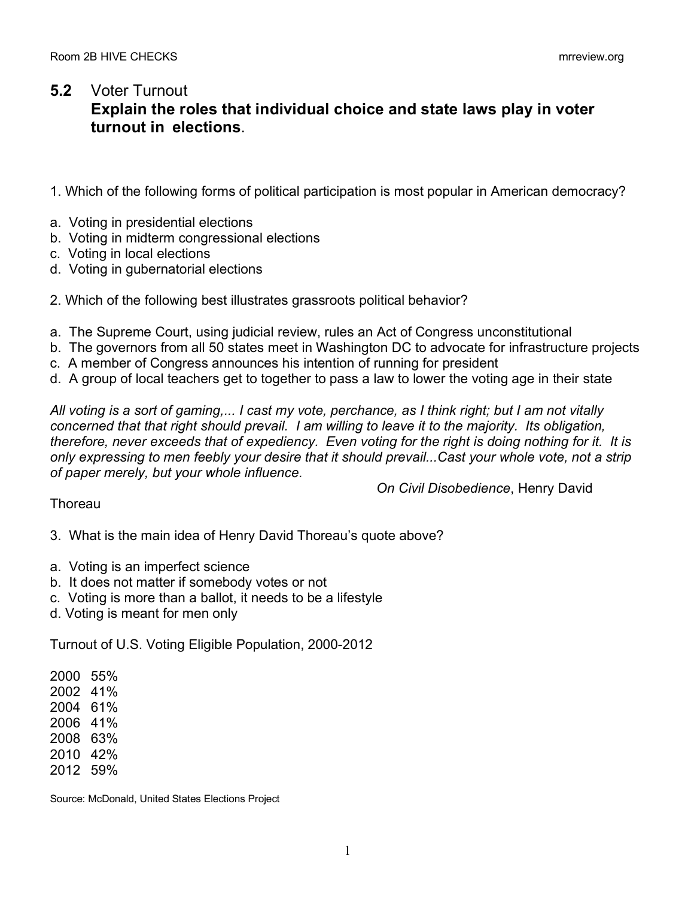## 5.2 Voter Turnout

**Explain the roles that individual choice and state laws play in voter turnout in elections.**

1. Which of the following forms of political participation is most popular in American democracy?

a. Voting in presidential elections
b. Voting in midterm congressional elections
c. Voting in local elections
d. Voting in gubernatorial elections

2. Which of the following best illustrates grassroots political behavior?

a. The Supreme Court, using judicial review, rules an Act of Congress unconstitutional
b. The governors from all 50 states meet in Washington DC to advocate for infrastructure projects
c. A member of Congress announces his intention of running for president
d. A group of local teachers get to together to pass a law to lower the voting age in their state

*All voting is a sort of gaming,... I cast my vote, perchance, as I think right; but I am not vitally concerned that that right should prevail. I am willing to leave it to the majority. Its obligation, therefore, never exceeds that of expediency. Even voting for the right is doing nothing for it. It is only expressing to men feebly your desire that it should prevail...Cast your whole vote, not a strip of paper merely, but your whole influence.*

*On Civil Disobedience*, Henry David Thoreau

3. What is the main idea of Henry David Thoreau's quote above?

a. Voting is an imperfect science
b. It does not matter if somebody votes or not
c. Voting is more than a ballot, it needs to be a lifestyle
d. Voting is meant for men only

Turnout of U.S. Voting Eligible Population, 2000-2012

2000 55%
2002 41%
2004 61%
2006 41%
2008 63%
2010 42%
2012 59%

Source: McDonald, United States Elections Project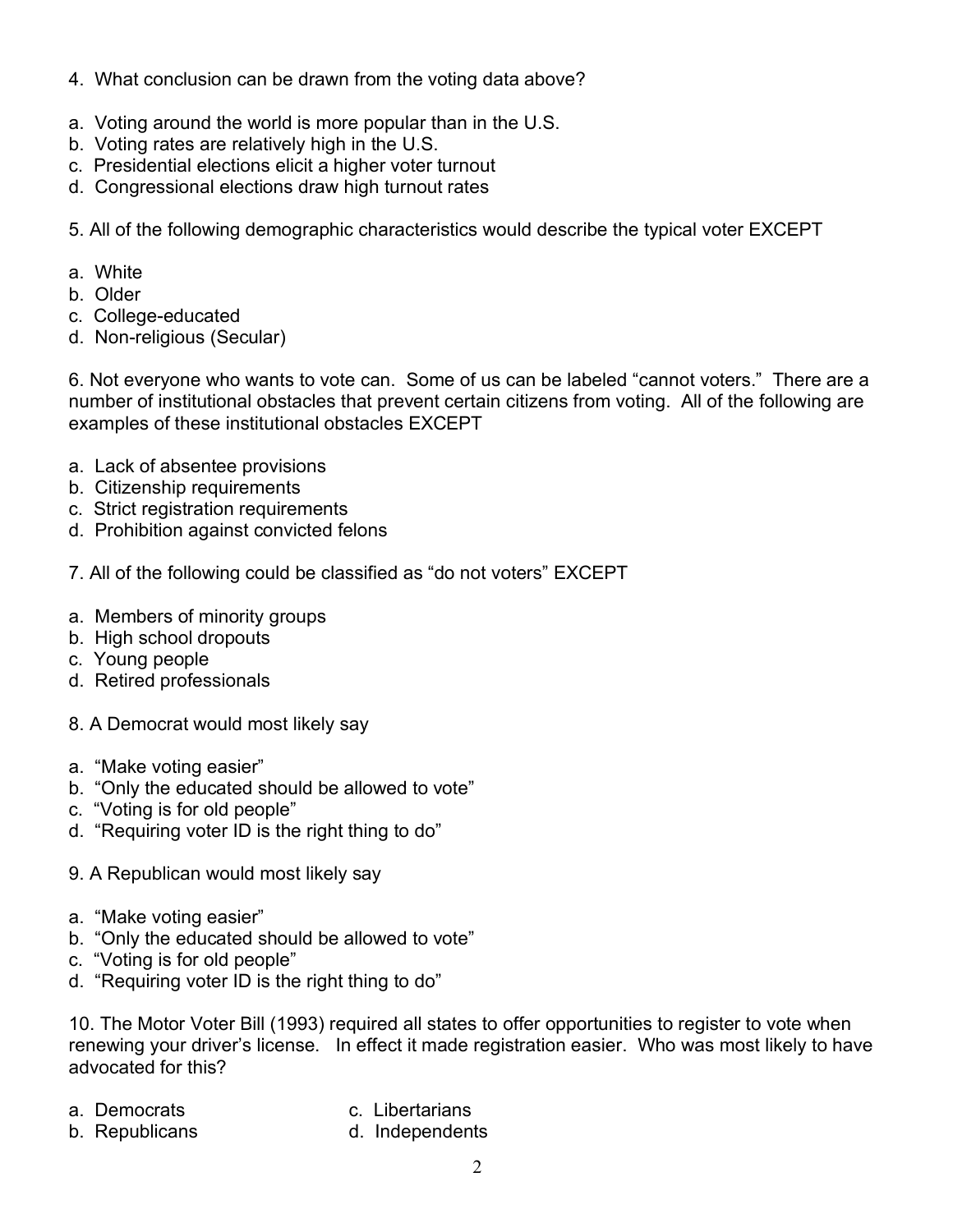4. What conclusion can be drawn from the voting data above?

a. Voting around the world is more popular than in the U.S.
b. Voting rates are relatively high in the U.S.
c. Presidential elections elicit a higher voter turnout
d. Congressional elections draw high turnout rates

5. All of the following demographic characteristics would describe the typical voter EXCEPT

a. White
b. Older
c. College-educated
d. Non-religious (Secular)

6. Not everyone who wants to vote can. Some of us can be labeled "cannot voters." There are a number of institutional obstacles that prevent certain citizens from voting. All of the following are examples of these institutional obstacles EXCEPT

a. Lack of absentee provisions
b. Citizenship requirements
c. Strict registration requirements
d. Prohibition against convicted felons

7. All of the following could be classified as "do not voters" EXCEPT

a. Members of minority groups
b. High school dropouts
c. Young people
d. Retired professionals

8. A Democrat would most likely say

a. "Make voting easier"
b. "Only the educated should be allowed to vote"
c. "Voting is for old people"
d. "Requiring voter ID is the right thing to do"

9. A Republican would most likely say

a. "Make voting easier"
b. "Only the educated should be allowed to vote"
c. "Voting is for old people"
d. "Requiring voter ID is the right thing to do"

10. The Motor Voter Bill (1993) required all states to offer opportunities to register to vote when renewing your driver's license. In effect it made registration easier. Who was most likely to have advocated for this?

a. Democrats
b. Republicans
c. Libertarians
d. Independents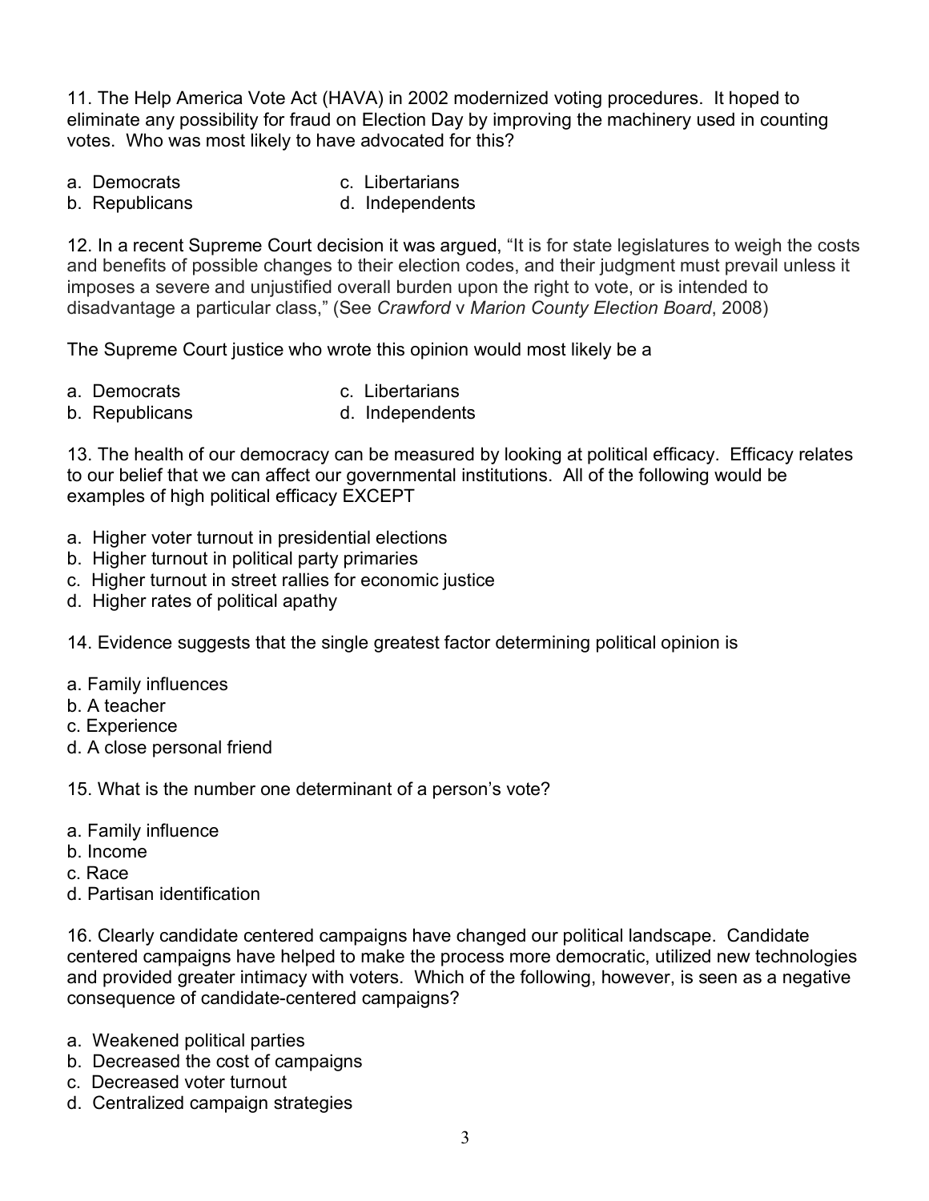11. The Help America Vote Act (HAVA) in 2002 modernized voting procedures. It hoped to eliminate any possibility for fraud on Election Day by improving the machinery used in counting votes. Who was most likely to have advocated for this?

a. Democrats
b. Republicans
c. Libertarians
d. Independents

12. In a recent Supreme Court decision it was argued, "It is for state legislatures to weigh the costs and benefits of possible changes to their election codes, and their judgment must prevail unless it imposes a severe and unjustified overall burden upon the right to vote, or is intended to disadvantage a particular class," (See *Crawford* v *Marion County Election Board*, 2008)

The Supreme Court justice who wrote this opinion would most likely be a

a. Democrats
b. Republicans
c. Libertarians
d. Independents

13. The health of our democracy can be measured by looking at political efficacy. Efficacy relates to our belief that we can affect our governmental institutions. All of the following would be examples of high political efficacy EXCEPT

a. Higher voter turnout in presidential elections
b. Higher turnout in political party primaries
c. Higher turnout in street rallies for economic justice
d. Higher rates of political apathy

14. Evidence suggests that the single greatest factor determining political opinion is

a. Family influences
b. A teacher
c. Experience
d. A close personal friend

15. What is the number one determinant of a person's vote?

a. Family influence
b. Income
c. Race
d. Partisan identification

16. Clearly candidate centered campaigns have changed our political landscape. Candidate centered campaigns have helped to make the process more democratic, utilized new technologies and provided greater intimacy with voters. Which of the following, however, is seen as a negative consequence of candidate-centered campaigns?

a. Weakened political parties
b. Decreased the cost of campaigns
c. Decreased voter turnout
d. Centralized campaign strategies